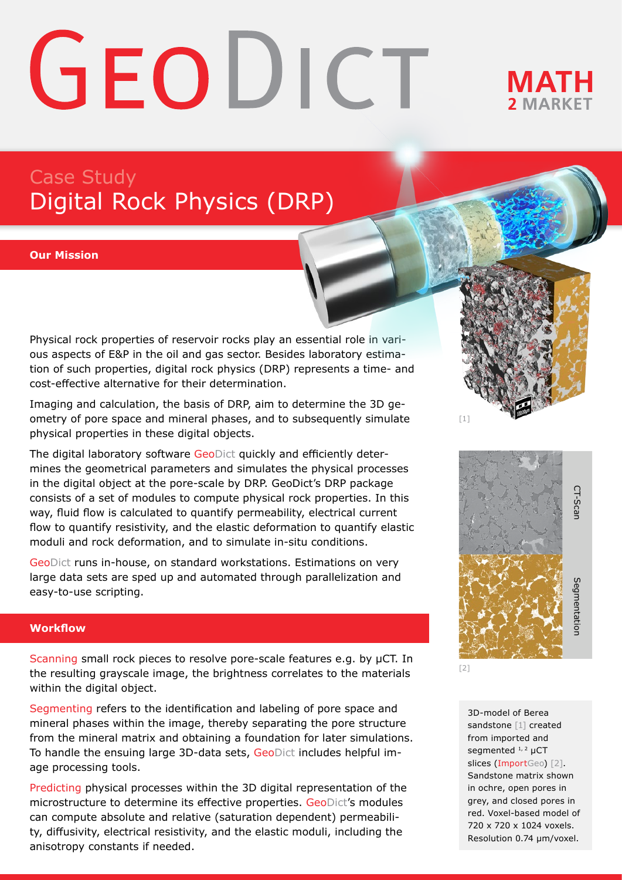# GeoDict

**MATH 2 MARKET**

## Case Study
# Digital Rock Physics (DRP)

### Our Mission

Physical rock properties of reservoir rocks play an essential role in various aspects of E&P in the oil and gas sector. Besides laboratory estimation of such properties, digital rock physics (DRP) represents a time- and cost-effective alternative for their determination.

Imaging and calculation, the basis of DRP, aim to determine the 3D geometry of pore space and mineral phases, and to subsequently simulate physical properties in these digital objects.

The digital laboratory software GeoDict quickly and efficiently determines the geometrical parameters and simulates the physical processes in the digital object at the pore-scale by DRP. GeoDict's DRP package consists of a set of modules to compute physical rock properties. In this way, fluid flow is calculated to quantify permeability, electrical current flow to quantify resistivity, and the elastic deformation to quantify elastic moduli and rock deformation, and to simulate in-situ conditions.

GeoDict runs in-house, on standard workstations. Estimations on very large data sets are sped up and automated through parallelization and easy-to-use scripting.

### Workflow

Scanning small rock pieces to resolve pore-scale features e.g. by µCT. In the resulting grayscale image, the brightness correlates to the materials within the digital object.

Segmenting refers to the identification and labeling of pore space and mineral phases within the image, thereby separating the pore structure from the mineral matrix and obtaining a foundation for later simulations. To handle the ensuing large 3D-data sets, GeoDict includes helpful image processing tools.

Predicting physical processes within the 3D digital representation of the microstructure to determine its effective properties. GeoDict's modules can compute absolute and relative (saturation dependent) permeability, diffusivity, electrical resistivity, and the elastic moduli, including the anisotropy constants if needed.

[1]

CT-Scan

Segmentation

[2]

3D-model of Berea sandstone [1] created from imported and segmented [1,2] µCT slices (ImportGeo) [2]. Sandstone matrix shown in ochre, open pores in grey, and closed pores in red. Voxel-based model of 720 x 720 x 1024 voxels. Resolution 0.74 µm/voxel.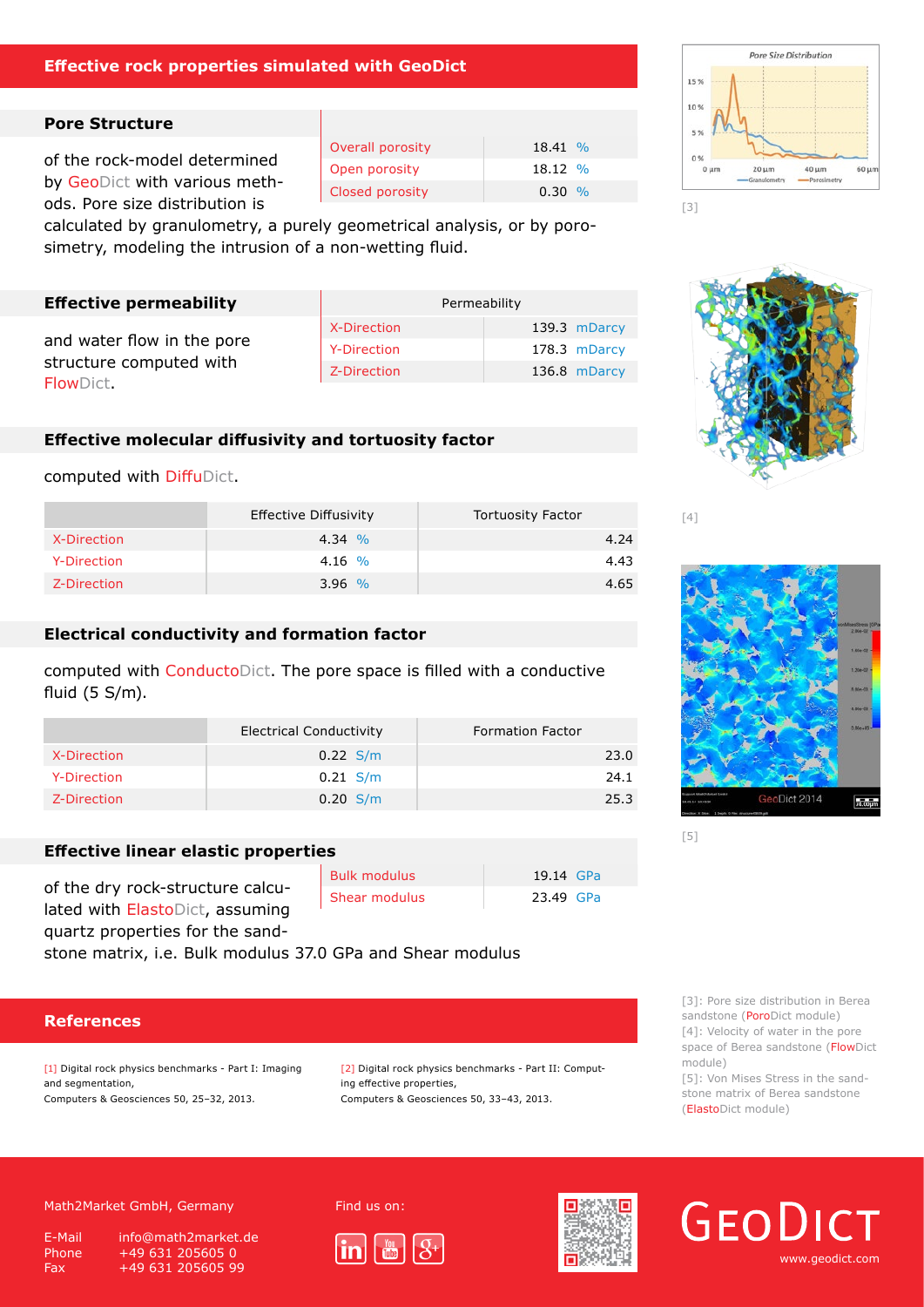## Effective rock properties simulated with GeoDict

### Pore Structure

of the rock-model determined by GeoDict with various methods. Pore size distribution is calculated by granulometry, a purely geometrical analysis, or by porosimetry, modeling the intrusion of a non-wetting fluid.

| | |
|---|---|
| Overall porosity | 18.41 % |
| Open porosity | 18.12 % |
| Closed porosity | 0.30 % |

### Effective permeability

and water flow in the pore structure computed with FlowDict.

| | Permeability |
|---|---|
| X-Direction | 139.3 mDarcy |
| Y-Direction | 178.3 mDarcy |
| Z-Direction | 136.8 mDarcy |

### Effective molecular diffusivity and tortuosity factor

computed with DiffuDict.

| | Effective Diffusivity | Tortuosity Factor |
|---|---|---|
| X-Direction | 4.34 % | 4.24 |
| Y-Direction | 4.16 % | 4.43 |
| Z-Direction | 3.96 % | 4.65 |

### Electrical conductivity and formation factor

computed with ConductoDict. The pore space is filled with a conductive fluid (5 S/m).

| | Electrical Conductivity | Formation Factor |
|---|---|---|
| X-Direction | 0.22 S/m | 23.0 |
| Y-Direction | 0.21 S/m | 24.1 |
| Z-Direction | 0.20 S/m | 25.3 |

### Effective linear elastic properties

of the dry rock-structure calculated with ElastoDict, assuming quartz properties for the sandstone matrix, i.e. Bulk modulus 37.0 GPa and Shear modulus

| | |
|---|---|
| Bulk modulus | 19.14 GPa |
| Shear modulus | 23.49 GPa |

Pore Size Distribution

15 %

10 %

5 %

0 %

0 µm

20 µm

40 µm

60 µm

Granulometry

Porosimetry

[3]

[4]

GeoDict 2014

[5]

[3]: Pore size distribution in Berea sandstone (PoroDict module)
[4]: Velocity of water in the pore space of Berea sandstone (FlowDict module)
[5]: Von Mises Stress in the sandstone matrix of Berea sandstone (ElastoDict module)

## References

[1] Digital rock physics benchmarks - Part I: Imaging and segmentation, Computers & Geosciences 50, 25–32, 2013.

[2] Digital rock physics benchmarks - Part II: Computing effective properties, Computers & Geosciences 50, 33–43, 2013.

Math2Market GmbH, Germany

E-Mail info@math2market.de
Phone +49 631 205605 0
Fax +49 631 205605 99

Find us on:

GeoDict
www.geodict.com